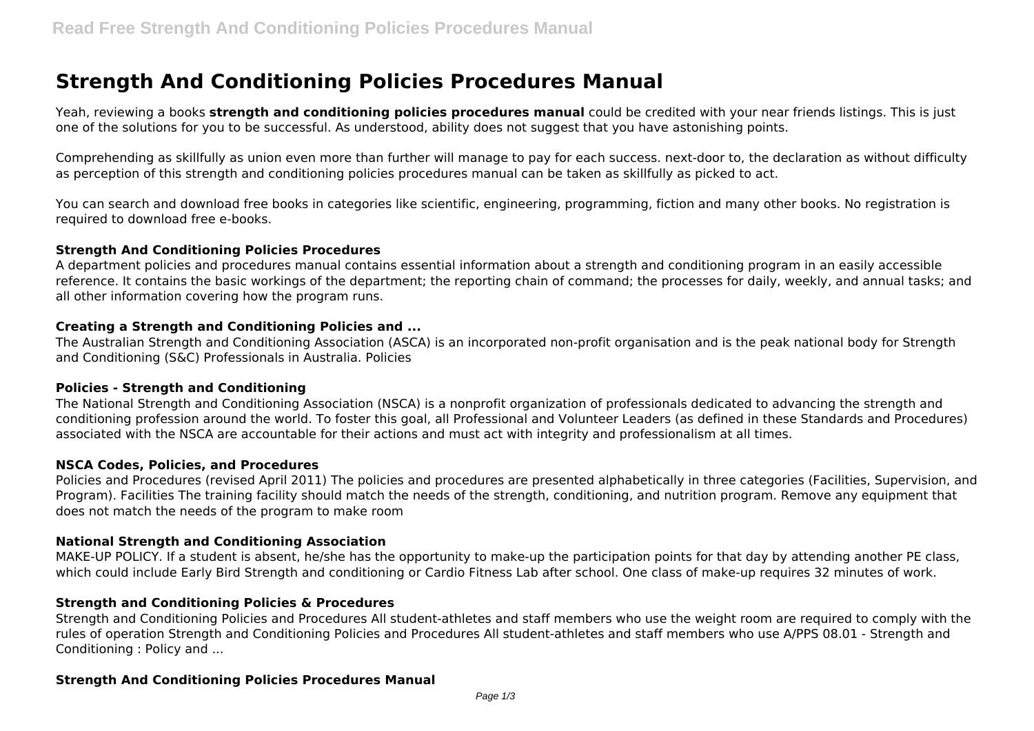# Strength And Conditioning Policies Procedures Manual

Yeah, reviewing a books **strength and conditioning policies procedures manual** could be credited with your near friends listings. This is just one of the solutions for you to be successful. As understood, ability does not suggest that you have astonishing points.

Comprehending as skillfully as union even more than further will manage to pay for each success. next-door to, the declaration as without difficulty as perception of this strength and conditioning policies procedures manual can be taken as skillfully as picked to act.

You can search and download free books in categories like scientific, engineering, programming, fiction and many other books. No registration is required to download free e-books.

### Strength And Conditioning Policies Procedures

A department policies and procedures manual contains essential information about a strength and conditioning program in an easily accessible reference. It contains the basic workings of the department; the reporting chain of command; the processes for daily, weekly, and annual tasks; and all other information covering how the program runs.

### Creating a Strength and Conditioning Policies and ...

The Australian Strength and Conditioning Association (ASCA) is an incorporated non-profit organisation and is the peak national body for Strength and Conditioning (S&C) Professionals in Australia. Policies

### Policies - Strength and Conditioning

The National Strength and Conditioning Association (NSCA) is a nonprofit organization of professionals dedicated to advancing the strength and conditioning profession around the world. To foster this goal, all Professional and Volunteer Leaders (as defined in these Standards and Procedures) associated with the NSCA are accountable for their actions and must act with integrity and professionalism at all times.

### NSCA Codes, Policies, and Procedures

Policies and Procedures (revised April 2011) The policies and procedures are presented alphabetically in three categories (Facilities, Supervision, and Program). Facilities The training facility should match the needs of the strength, conditioning, and nutrition program. Remove any equipment that does not match the needs of the program to make room

### National Strength and Conditioning Association

MAKE-UP POLICY. If a student is absent, he/she has the opportunity to make-up the participation points for that day by attending another PE class, which could include Early Bird Strength and conditioning or Cardio Fitness Lab after school. One class of make-up requires 32 minutes of work.

### Strength and Conditioning Policies & Procedures

Strength and Conditioning Policies and Procedures All student-athletes and staff members who use the weight room are required to comply with the rules of operation Strength and Conditioning Policies and Procedures All student-athletes and staff members who use A/PPS 08.01 - Strength and Conditioning : Policy and ...

### Strength And Conditioning Policies Procedures Manual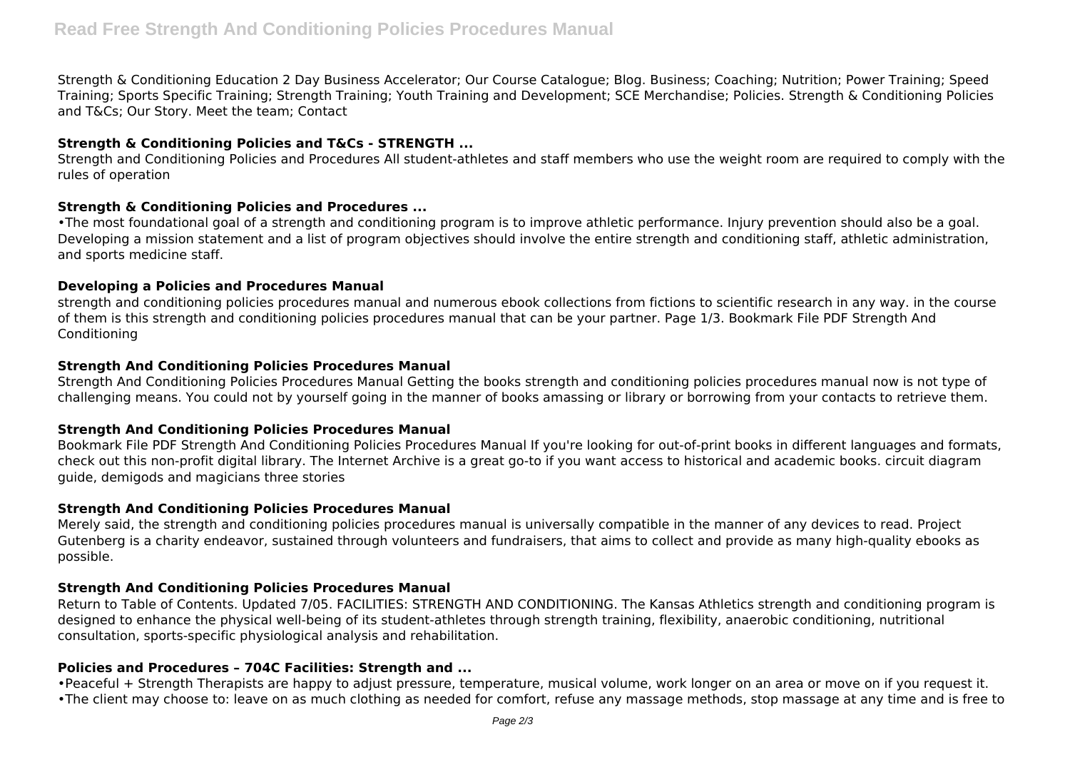Strength & Conditioning Education 2 Day Business Accelerator; Our Course Catalogue; Blog. Business; Coaching; Nutrition; Power Training; Speed Training; Sports Specific Training; Strength Training; Youth Training and Development; SCE Merchandise; Policies. Strength & Conditioning Policies and T&Cs; Our Story. Meet the team; Contact

### Strength & Conditioning Policies and T&Cs - STRENGTH ...

Strength and Conditioning Policies and Procedures All student-athletes and staff members who use the weight room are required to comply with the rules of operation

### Strength & Conditioning Policies and Procedures ...

•The most foundational goal of a strength and conditioning program is to improve athletic performance. Injury prevention should also be a goal. Developing a mission statement and a list of program objectives should involve the entire strength and conditioning staff, athletic administration, and sports medicine staff.

### Developing a Policies and Procedures Manual

strength and conditioning policies procedures manual and numerous ebook collections from fictions to scientific research in any way. in the course of them is this strength and conditioning policies procedures manual that can be your partner. Page 1/3. Bookmark File PDF Strength And Conditioning

### Strength And Conditioning Policies Procedures Manual

Strength And Conditioning Policies Procedures Manual Getting the books strength and conditioning policies procedures manual now is not type of challenging means. You could not by yourself going in the manner of books amassing or library or borrowing from your contacts to retrieve them.

### Strength And Conditioning Policies Procedures Manual

Bookmark File PDF Strength And Conditioning Policies Procedures Manual If you're looking for out-of-print books in different languages and formats, check out this non-profit digital library. The Internet Archive is a great go-to if you want access to historical and academic books. circuit diagram guide, demigods and magicians three stories

### Strength And Conditioning Policies Procedures Manual

Merely said, the strength and conditioning policies procedures manual is universally compatible in the manner of any devices to read. Project Gutenberg is a charity endeavor, sustained through volunteers and fundraisers, that aims to collect and provide as many high-quality ebooks as possible.

### Strength And Conditioning Policies Procedures Manual

Return to Table of Contents. Updated 7/05. FACILITIES: STRENGTH AND CONDITIONING. The Kansas Athletics strength and conditioning program is designed to enhance the physical well-being of its student-athletes through strength training, flexibility, anaerobic conditioning, nutritional consultation, sports-specific physiological analysis and rehabilitation.

### Policies and Procedures – 704C Facilities: Strength and ...

•Peaceful + Strength Therapists are happy to adjust pressure, temperature, musical volume, work longer on an area or move on if you request it.
•The client may choose to: leave on as much clothing as needed for comfort, refuse any massage methods, stop massage at any time and is free to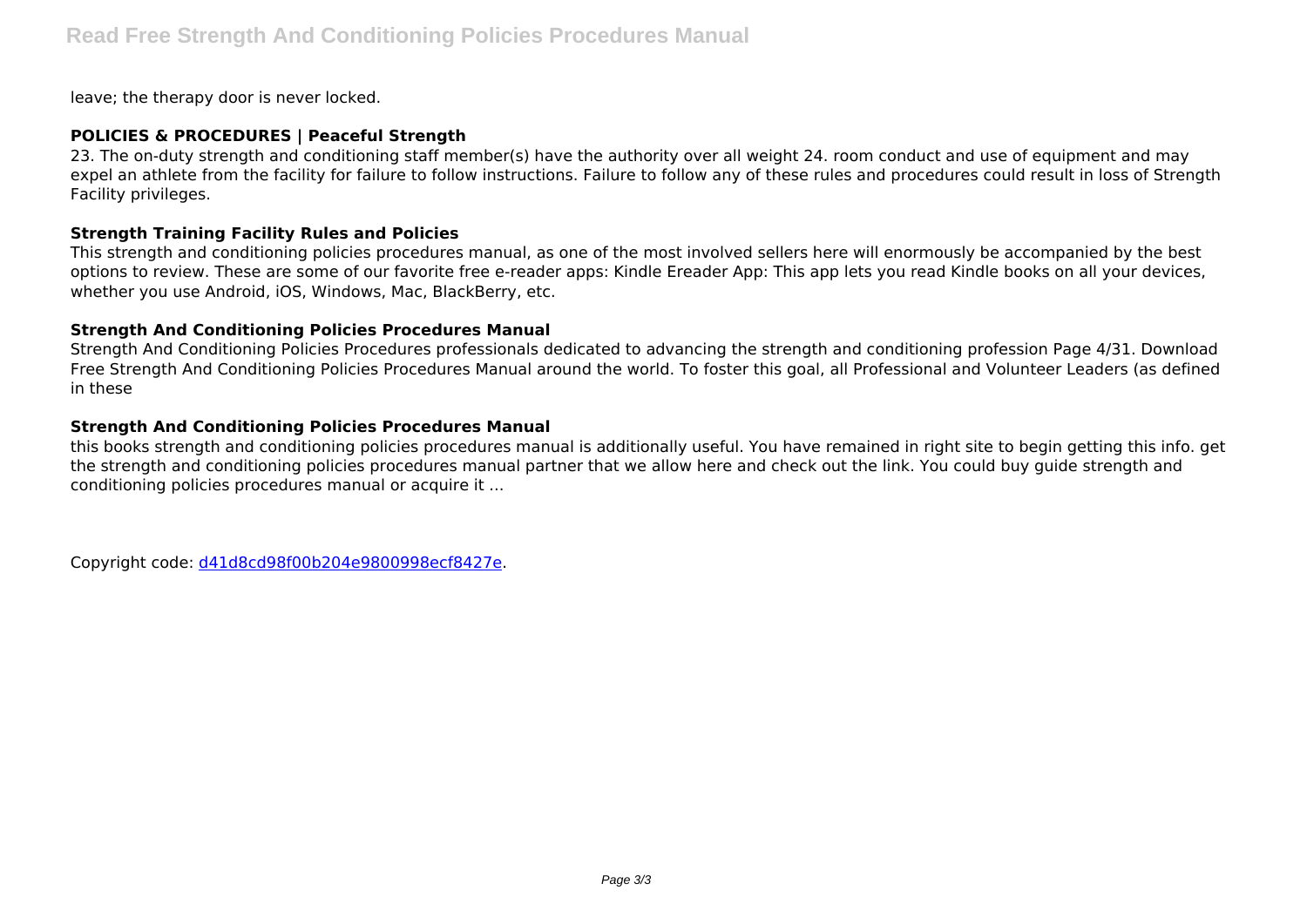leave; the therapy door is never locked.

**POLICIES & PROCEDURES | Peaceful Strength**

23. The on-duty strength and conditioning staff member(s) have the authority over all weight 24. room conduct and use of equipment and may expel an athlete from the facility for failure to follow instructions. Failure to follow any of these rules and procedures could result in loss of Strength Facility privileges.

**Strength Training Facility Rules and Policies**

This strength and conditioning policies procedures manual, as one of the most involved sellers here will enormously be accompanied by the best options to review. These are some of our favorite free e-reader apps: Kindle Ereader App: This app lets you read Kindle books on all your devices, whether you use Android, iOS, Windows, Mac, BlackBerry, etc.

**Strength And Conditioning Policies Procedures Manual**

Strength And Conditioning Policies Procedures professionals dedicated to advancing the strength and conditioning profession Page 4/31. Download Free Strength And Conditioning Policies Procedures Manual around the world. To foster this goal, all Professional and Volunteer Leaders (as defined in these

**Strength And Conditioning Policies Procedures Manual**

this books strength and conditioning policies procedures manual is additionally useful. You have remained in right site to begin getting this info. get the strength and conditioning policies procedures manual partner that we allow here and check out the link. You could buy guide strength and conditioning policies procedures manual or acquire it ...

Copyright code: d41d8cd98f00b204e9800998ecf8427e.